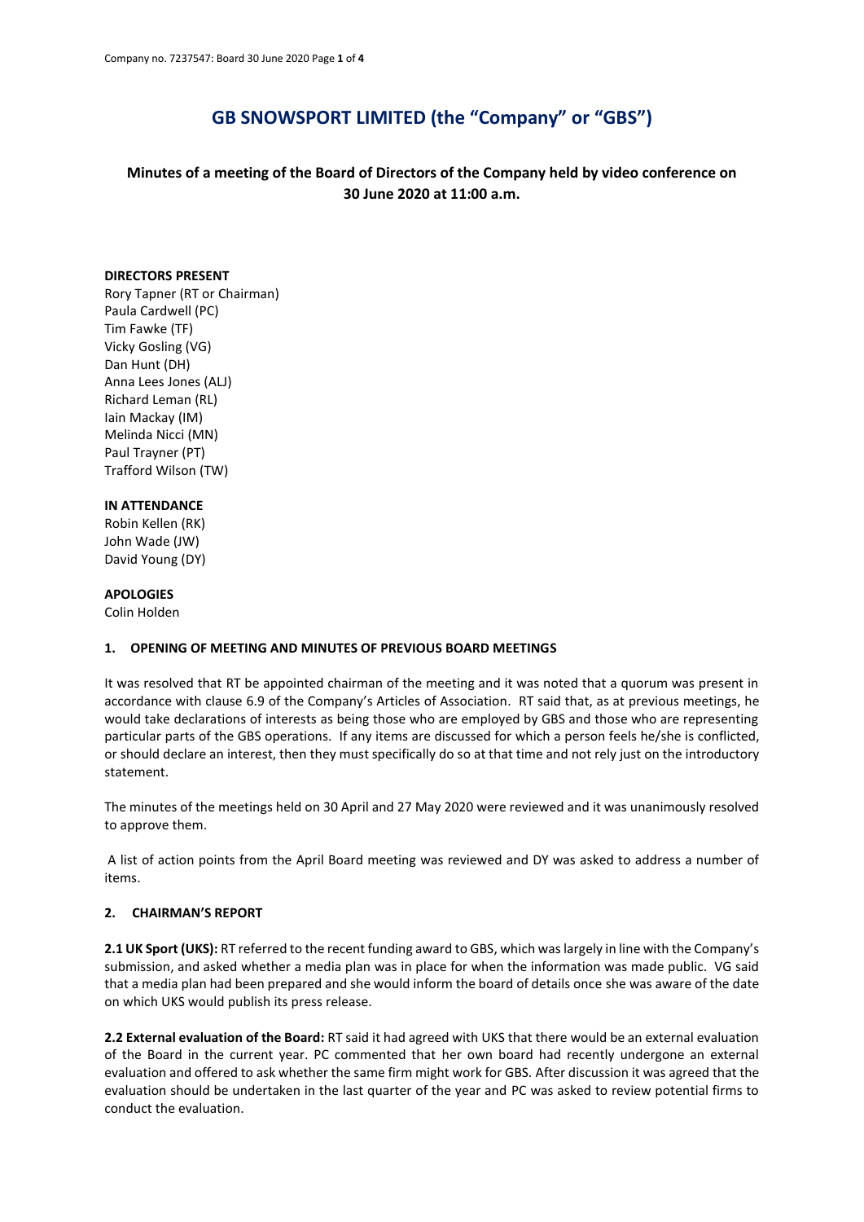# GB SNOWSPORT LIMITED (the "Company" or "GBS")

## Minutes of a meeting of the Board of Directors of the Company held by video conference on 30 June 2020 at 11:00 a.m.

**DIRECTORS PRESENT**
Rory Tapner (RT or Chairman)
Paula Cardwell (PC)
Tim Fawke (TF)
Vicky Gosling (VG)
Dan Hunt (DH)
Anna Lees Jones (ALJ)
Richard Leman (RL)
Iain Mackay (IM)
Melinda Nicci (MN)
Paul Trayner (PT)
Trafford Wilson (TW)

**IN ATTENDANCE**
Robin Kellen (RK)
John Wade (JW)
David Young (DY)

**APOLOGIES**
Colin Holden

### 1. OPENING OF MEETING AND MINUTES OF PREVIOUS BOARD MEETINGS

It was resolved that RT be appointed chairman of the meeting and it was noted that a quorum was present in accordance with clause 6.9 of the Company's Articles of Association. RT said that, as at previous meetings, he would take declarations of interests as being those who are employed by GBS and those who are representing particular parts of the GBS operations. If any items are discussed for which a person feels he/she is conflicted, or should declare an interest, then they must specifically do so at that time and not rely just on the introductory statement.

The minutes of the meetings held on 30 April and 27 May 2020 were reviewed and it was unanimously resolved to approve them.

A list of action points from the April Board meeting was reviewed and DY was asked to address a number of items.

### 2. CHAIRMAN'S REPORT

**2.1 UK Sport (UKS):** RT referred to the recent funding award to GBS, which was largely in line with the Company's submission, and asked whether a media plan was in place for when the information was made public. VG said that a media plan had been prepared and she would inform the board of details once she was aware of the date on which UKS would publish its press release.

**2.2 External evaluation of the Board:** RT said it had agreed with UKS that there would be an external evaluation of the Board in the current year. PC commented that her own board had recently undergone an external evaluation and offered to ask whether the same firm might work for GBS. After discussion it was agreed that the evaluation should be undertaken in the last quarter of the year and PC was asked to review potential firms to conduct the evaluation.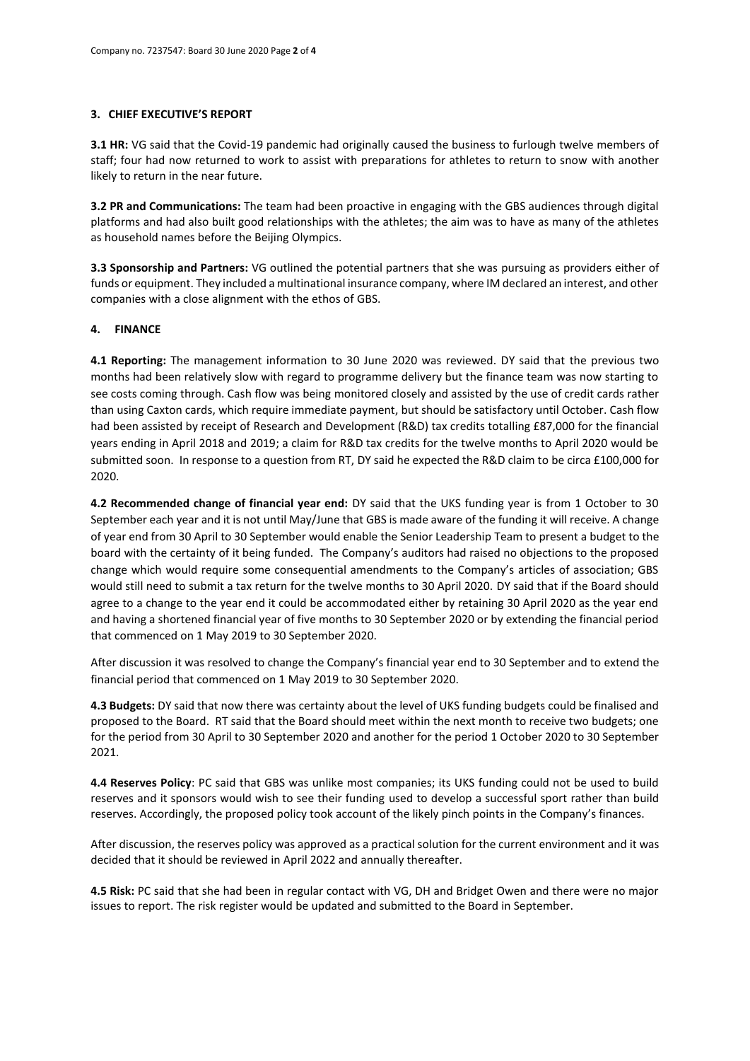## 3. CHIEF EXECUTIVE'S REPORT

**3.1 HR:** VG said that the Covid-19 pandemic had originally caused the business to furlough twelve members of staff; four had now returned to work to assist with preparations for athletes to return to snow with another likely to return in the near future.

**3.2 PR and Communications:** The team had been proactive in engaging with the GBS audiences through digital platforms and had also built good relationships with the athletes; the aim was to have as many of the athletes as household names before the Beijing Olympics.

**3.3 Sponsorship and Partners:** VG outlined the potential partners that she was pursuing as providers either of funds or equipment. They included a multinational insurance company, where IM declared an interest, and other companies with a close alignment with the ethos of GBS.

## 4. FINANCE

**4.1 Reporting:** The management information to 30 June 2020 was reviewed. DY said that the previous two months had been relatively slow with regard to programme delivery but the finance team was now starting to see costs coming through. Cash flow was being monitored closely and assisted by the use of credit cards rather than using Caxton cards, which require immediate payment, but should be satisfactory until October. Cash flow had been assisted by receipt of Research and Development (R&D) tax credits totalling £87,000 for the financial years ending in April 2018 and 2019; a claim for R&D tax credits for the twelve months to April 2020 would be submitted soon. In response to a question from RT, DY said he expected the R&D claim to be circa £100,000 for 2020.

**4.2 Recommended change of financial year end:** DY said that the UKS funding year is from 1 October to 30 September each year and it is not until May/June that GBS is made aware of the funding it will receive. A change of year end from 30 April to 30 September would enable the Senior Leadership Team to present a budget to the board with the certainty of it being funded. The Company's auditors had raised no objections to the proposed change which would require some consequential amendments to the Company's articles of association; GBS would still need to submit a tax return for the twelve months to 30 April 2020. DY said that if the Board should agree to a change to the year end it could be accommodated either by retaining 30 April 2020 as the year end and having a shortened financial year of five months to 30 September 2020 or by extending the financial period that commenced on 1 May 2019 to 30 September 2020.

After discussion it was resolved to change the Company's financial year end to 30 September and to extend the financial period that commenced on 1 May 2019 to 30 September 2020.

**4.3 Budgets:** DY said that now there was certainty about the level of UKS funding budgets could be finalised and proposed to the Board. RT said that the Board should meet within the next month to receive two budgets; one for the period from 30 April to 30 September 2020 and another for the period 1 October 2020 to 30 September 2021.

**4.4 Reserves Policy**: PC said that GBS was unlike most companies; its UKS funding could not be used to build reserves and it sponsors would wish to see their funding used to develop a successful sport rather than build reserves. Accordingly, the proposed policy took account of the likely pinch points in the Company's finances.

After discussion, the reserves policy was approved as a practical solution for the current environment and it was decided that it should be reviewed in April 2022 and annually thereafter.

**4.5 Risk:** PC said that she had been in regular contact with VG, DH and Bridget Owen and there were no major issues to report. The risk register would be updated and submitted to the Board in September.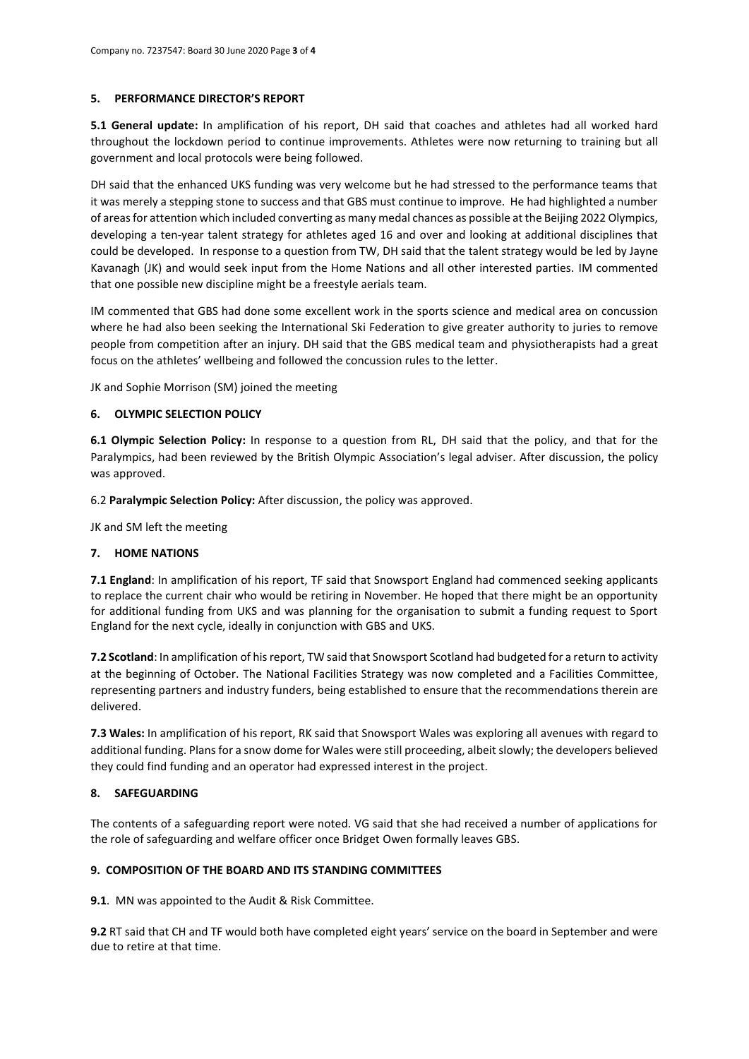## 5. PERFORMANCE DIRECTOR'S REPORT

**5.1 General update:** In amplification of his report, DH said that coaches and athletes had all worked hard throughout the lockdown period to continue improvements. Athletes were now returning to training but all government and local protocols were being followed.

DH said that the enhanced UKS funding was very welcome but he had stressed to the performance teams that it was merely a stepping stone to success and that GBS must continue to improve. He had highlighted a number of areas for attention which included converting as many medal chances as possible at the Beijing 2022 Olympics, developing a ten-year talent strategy for athletes aged 16 and over and looking at additional disciplines that could be developed. In response to a question from TW, DH said that the talent strategy would be led by Jayne Kavanagh (JK) and would seek input from the Home Nations and all other interested parties. IM commented that one possible new discipline might be a freestyle aerials team.

IM commented that GBS had done some excellent work in the sports science and medical area on concussion where he had also been seeking the International Ski Federation to give greater authority to juries to remove people from competition after an injury. DH said that the GBS medical team and physiotherapists had a great focus on the athletes' wellbeing and followed the concussion rules to the letter.

JK and Sophie Morrison (SM) joined the meeting

## 6. OLYMPIC SELECTION POLICY

**6.1 Olympic Selection Policy:** In response to a question from RL, DH said that the policy, and that for the Paralympics, had been reviewed by the British Olympic Association's legal adviser. After discussion, the policy was approved.

6.2 **Paralympic Selection Policy:** After discussion, the policy was approved.

JK and SM left the meeting

## 7. HOME NATIONS

**7.1 England**: In amplification of his report, TF said that Snowsport England had commenced seeking applicants to replace the current chair who would be retiring in November. He hoped that there might be an opportunity for additional funding from UKS and was planning for the organisation to submit a funding request to Sport England for the next cycle, ideally in conjunction with GBS and UKS.

**7.2 Scotland**: In amplification of his report, TW said that Snowsport Scotland had budgeted for a return to activity at the beginning of October. The National Facilities Strategy was now completed and a Facilities Committee, representing partners and industry funders, being established to ensure that the recommendations therein are delivered.

**7.3 Wales:** In amplification of his report, RK said that Snowsport Wales was exploring all avenues with regard to additional funding. Plans for a snow dome for Wales were still proceeding, albeit slowly; the developers believed they could find funding and an operator had expressed interest in the project.

## 8. SAFEGUARDING

The contents of a safeguarding report were noted. VG said that she had received a number of applications for the role of safeguarding and welfare officer once Bridget Owen formally leaves GBS.

## 9. COMPOSITION OF THE BOARD AND ITS STANDING COMMITTEES

**9.1**. MN was appointed to the Audit & Risk Committee.

**9.2** RT said that CH and TF would both have completed eight years' service on the board in September and were due to retire at that time.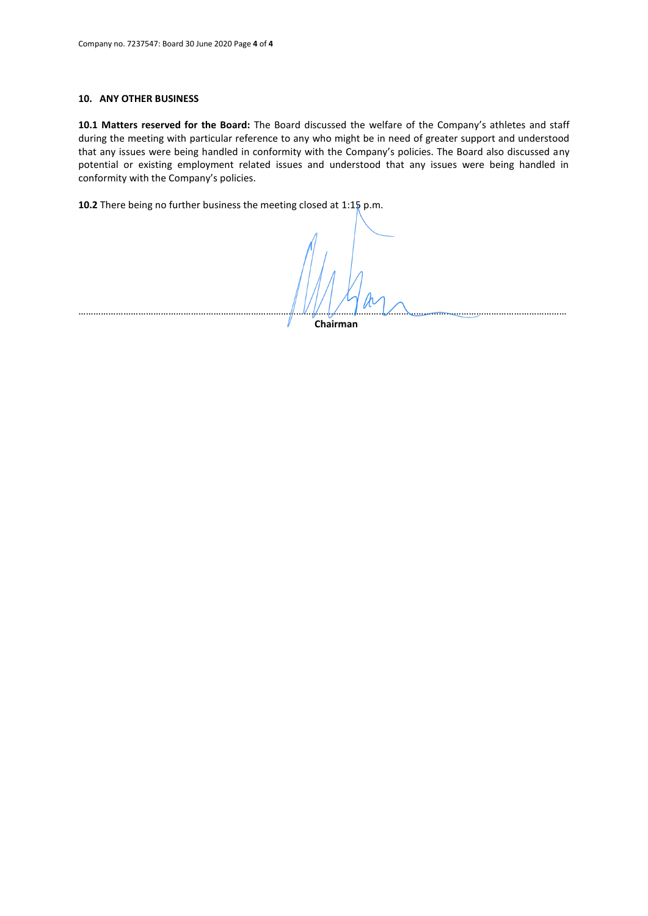## 10. ANY OTHER BUSINESS

**10.1 Matters reserved for the Board:** The Board discussed the welfare of the Company's athletes and staff during the meeting with particular reference to any who might be in need of greater support and understood that any issues were being handled in conformity with the Company's policies. The Board also discussed any potential or existing employment related issues and understood that any issues were being handled in conformity with the Company's policies.

**10.2** There being no further business the meeting closed at 1:15 p.m.

..................................................................................................................................................................................................

**Chairman**